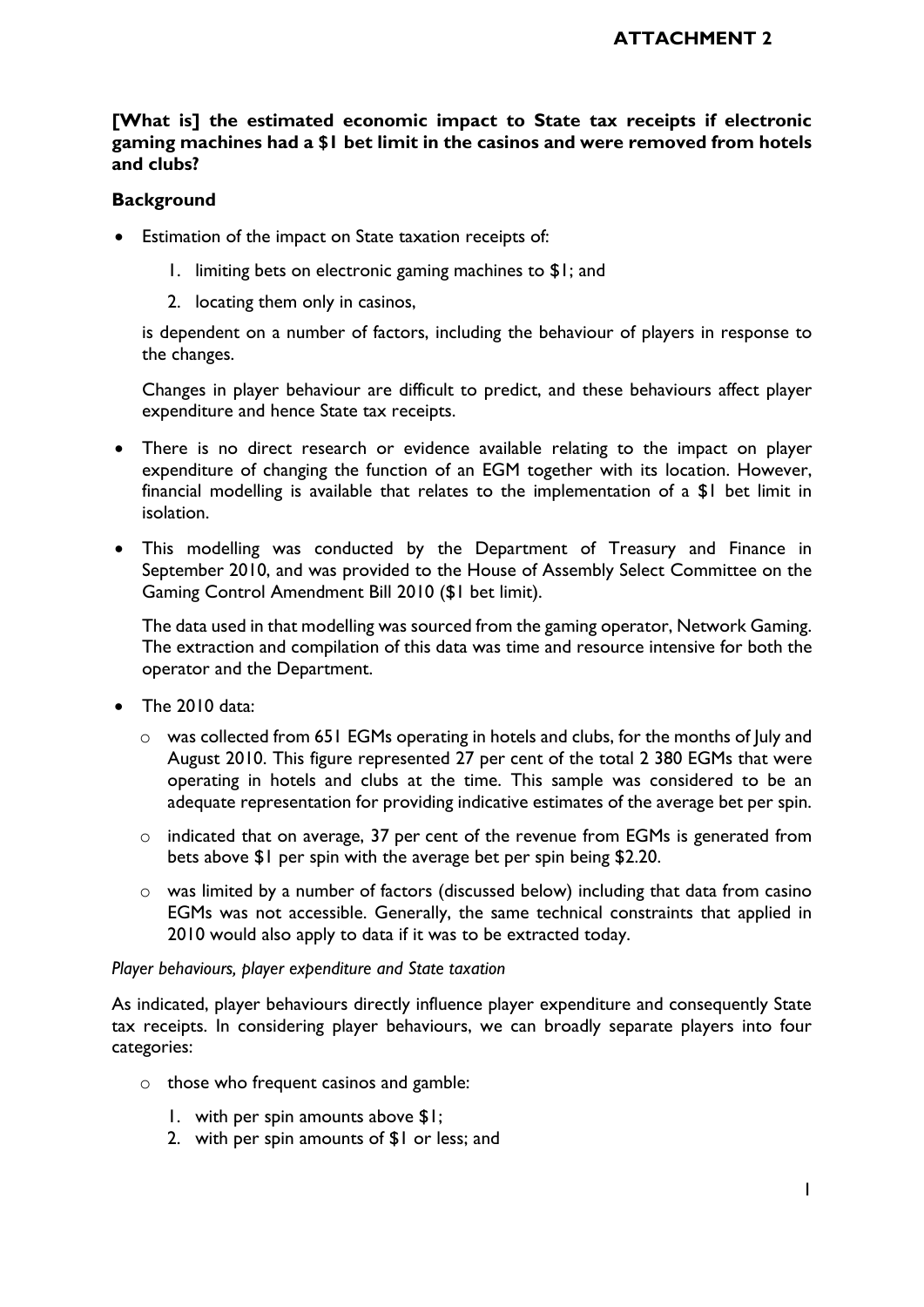**ATTACHMENT 2**

**[What is] the estimated economic impact to State tax receipts if electronic gaming machines had a $1 bet limit in the casinos and were removed from hotels and clubs?**

**Background**

- Estimation of the impact on State taxation receipts of:

  1. limiting bets on electronic gaming machines to $1; and
  2. locating them only in casinos,

  is dependent on a number of factors, including the behaviour of players in response to the changes.

  Changes in player behaviour are difficult to predict, and these behaviours affect player expenditure and hence State tax receipts.

- There is no direct research or evidence available relating to the impact on player expenditure of changing the function of an EGM together with its location. However, financial modelling is available that relates to the implementation of a $1 bet limit in isolation.

- This modelling was conducted by the Department of Treasury and Finance in September 2010, and was provided to the House of Assembly Select Committee on the Gaming Control Amendment Bill 2010 ($1 bet limit).

  The data used in that modelling was sourced from the gaming operator, Network Gaming. The extraction and compilation of this data was time and resource intensive for both the operator and the Department.

- The 2010 data:
  - was collected from 651 EGMs operating in hotels and clubs, for the months of July and August 2010. This figure represented 27 per cent of the total 2 380 EGMs that were operating in hotels and clubs at the time. This sample was considered to be an adequate representation for providing indicative estimates of the average bet per spin.
  - indicated that on average, 37 per cent of the revenue from EGMs is generated from bets above $1 per spin with the average bet per spin being $2.20.
  - was limited by a number of factors (discussed below) including that data from casino EGMs was not accessible. Generally, the same technical constraints that applied in 2010 would also apply to data if it was to be extracted today.

*Player behaviours, player expenditure and State taxation*

As indicated, player behaviours directly influence player expenditure and consequently State tax receipts. In considering player behaviours, we can broadly separate players into four categories:

- those who frequent casinos and gamble:
  1. with per spin amounts above $1;
  2. with per spin amounts of $1 or less; and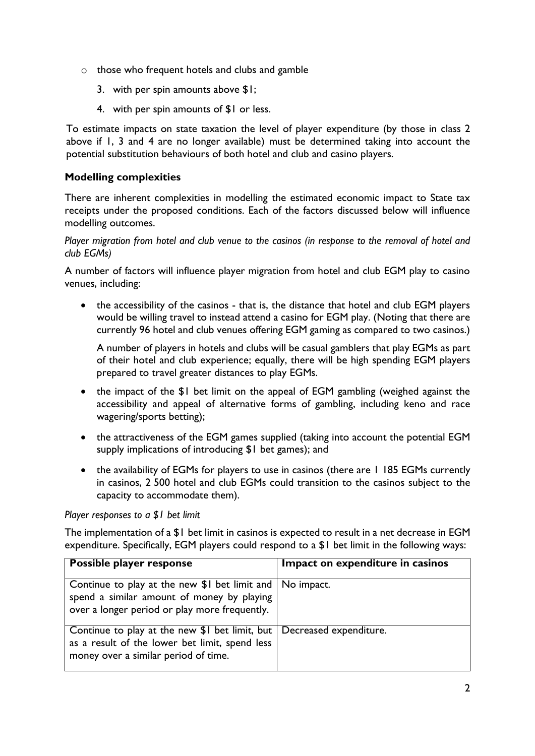- those who frequent hotels and clubs and gamble
   3. with per spin amounts above $1;
   4. with per spin amounts of $1 or less.

To estimate impacts on state taxation the level of player expenditure (by those in class 2 above if 1, 3 and 4 are no longer available) must be determined taking into account the potential substitution behaviours of both hotel and club and casino players.

### Modelling complexities

There are inherent complexities in modelling the estimated economic impact to State tax receipts under the proposed conditions. Each of the factors discussed below will influence modelling outcomes.

*Player migration from hotel and club venue to the casinos (in response to the removal of hotel and club EGMs)*

A number of factors will influence player migration from hotel and club EGM play to casino venues, including:

- the accessibility of the casinos - that is, the distance that hotel and club EGM players would be willing travel to instead attend a casino for EGM play. (Noting that there are currently 96 hotel and club venues offering EGM gaming as compared to two casinos.)

  A number of players in hotels and clubs will be casual gamblers that play EGMs as part of their hotel and club experience; equally, there will be high spending EGM players prepared to travel greater distances to play EGMs.

- the impact of the $1 bet limit on the appeal of EGM gambling (weighed against the accessibility and appeal of alternative forms of gambling, including keno and race wagering/sports betting);
- the attractiveness of the EGM games supplied (taking into account the potential EGM supply implications of introducing $1 bet games); and
- the availability of EGMs for players to use in casinos (there are 1 185 EGMs currently in casinos, 2 500 hotel and club EGMs could transition to the casinos subject to the capacity to accommodate them).

*Player responses to a $1 bet limit*

The implementation of a $1 bet limit in casinos is expected to result in a net decrease in EGM expenditure. Specifically, EGM players could respond to a $1 bet limit in the following ways:

| Possible player response | Impact on expenditure in casinos |
|---|---|
| Continue to play at the new $1 bet limit and spend a similar amount of money by playing over a longer period or play more frequently. | No impact. |
| Continue to play at the new $1 bet limit, but as a result of the lower bet limit, spend less money over a similar period of time. | Decreased expenditure. |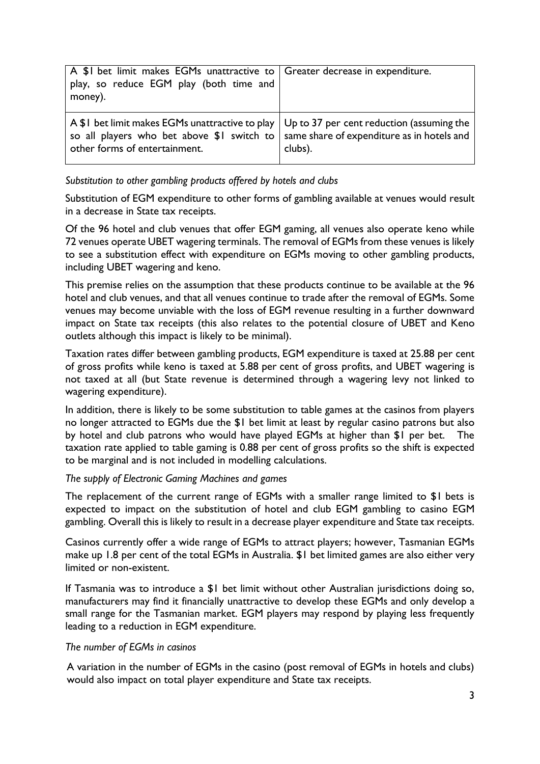| | |
|---|---|
| A $1 bet limit makes EGMs unattractive to play, so reduce EGM play (both time and money). | Greater decrease in expenditure. |
| A $1 bet limit makes EGMs unattractive to play so all players who bet above $1 switch to other forms of entertainment. | Up to 37 per cent reduction (assuming the same share of expenditure as in hotels and clubs). |

*Substitution to other gambling products offered by hotels and clubs*

Substitution of EGM expenditure to other forms of gambling available at venues would result in a decrease in State tax receipts.

Of the 96 hotel and club venues that offer EGM gaming, all venues also operate keno while 72 venues operate UBET wagering terminals. The removal of EGMs from these venues is likely to see a substitution effect with expenditure on EGMs moving to other gambling products, including UBET wagering and keno.

This premise relies on the assumption that these products continue to be available at the 96 hotel and club venues, and that all venues continue to trade after the removal of EGMs. Some venues may become unviable with the loss of EGM revenue resulting in a further downward impact on State tax receipts (this also relates to the potential closure of UBET and Keno outlets although this impact is likely to be minimal).

Taxation rates differ between gambling products, EGM expenditure is taxed at 25.88 per cent of gross profits while keno is taxed at 5.88 per cent of gross profits, and UBET wagering is not taxed at all (but State revenue is determined through a wagering levy not linked to wagering expenditure).

In addition, there is likely to be some substitution to table games at the casinos from players no longer attracted to EGMs due the $1 bet limit at least by regular casino patrons but also by hotel and club patrons who would have played EGMs at higher than $1 per bet. The taxation rate applied to table gaming is 0.88 per cent of gross profits so the shift is expected to be marginal and is not included in modelling calculations.

*The supply of Electronic Gaming Machines and games*

The replacement of the current range of EGMs with a smaller range limited to $1 bets is expected to impact on the substitution of hotel and club EGM gambling to casino EGM gambling. Overall this is likely to result in a decrease player expenditure and State tax receipts.

Casinos currently offer a wide range of EGMs to attract players; however, Tasmanian EGMs make up 1.8 per cent of the total EGMs in Australia. $1 bet limited games are also either very limited or non-existent.

If Tasmania was to introduce a $1 bet limit without other Australian jurisdictions doing so, manufacturers may find it financially unattractive to develop these EGMs and only develop a small range for the Tasmanian market. EGM players may respond by playing less frequently leading to a reduction in EGM expenditure.

*The number of EGMs in casinos*

A variation in the number of EGMs in the casino (post removal of EGMs in hotels and clubs) would also impact on total player expenditure and State tax receipts.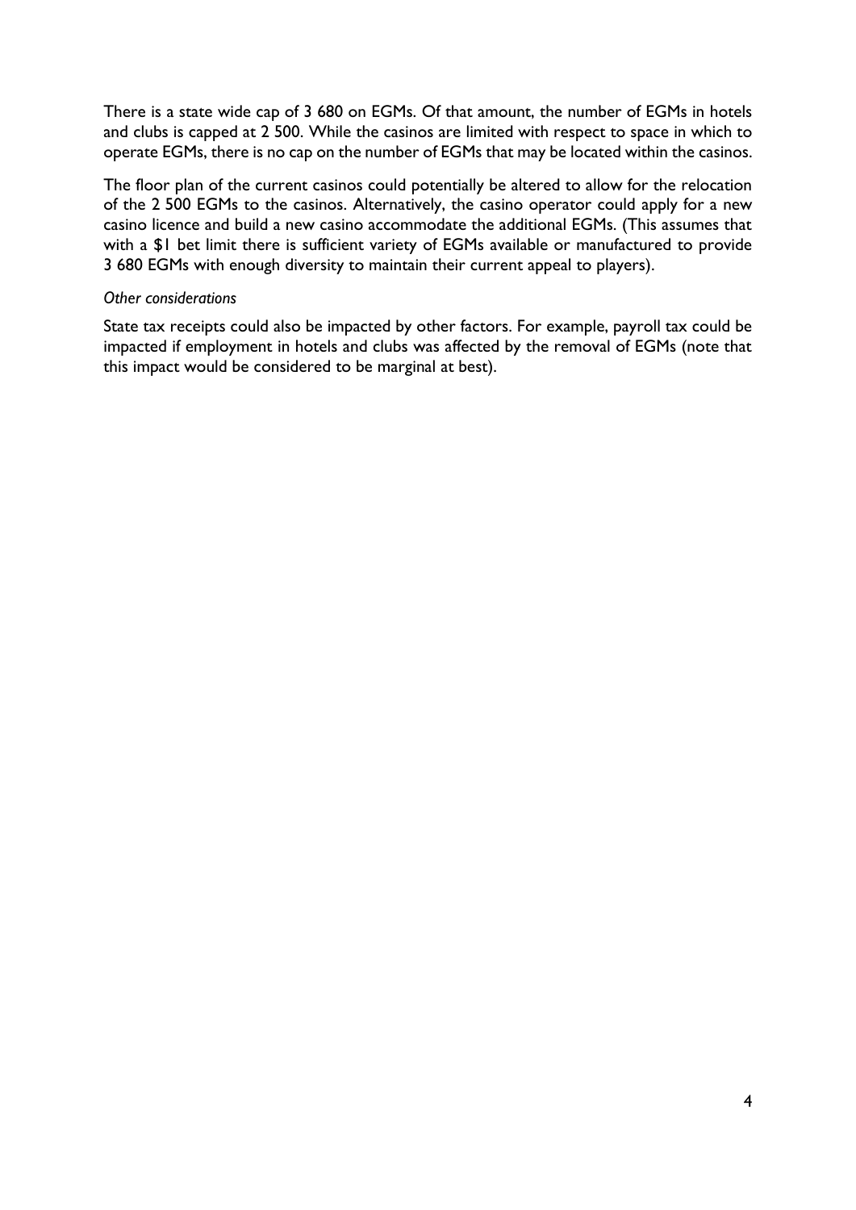There is a state wide cap of 3 680 on EGMs. Of that amount, the number of EGMs in hotels and clubs is capped at 2 500. While the casinos are limited with respect to space in which to operate EGMs, there is no cap on the number of EGMs that may be located within the casinos.

The floor plan of the current casinos could potentially be altered to allow for the relocation of the 2 500 EGMs to the casinos. Alternatively, the casino operator could apply for a new casino licence and build a new casino accommodate the additional EGMs. (This assumes that with a $1 bet limit there is sufficient variety of EGMs available or manufactured to provide 3 680 EGMs with enough diversity to maintain their current appeal to players).

*Other considerations*

State tax receipts could also be impacted by other factors. For example, payroll tax could be impacted if employment in hotels and clubs was affected by the removal of EGMs (note that this impact would be considered to be marginal at best).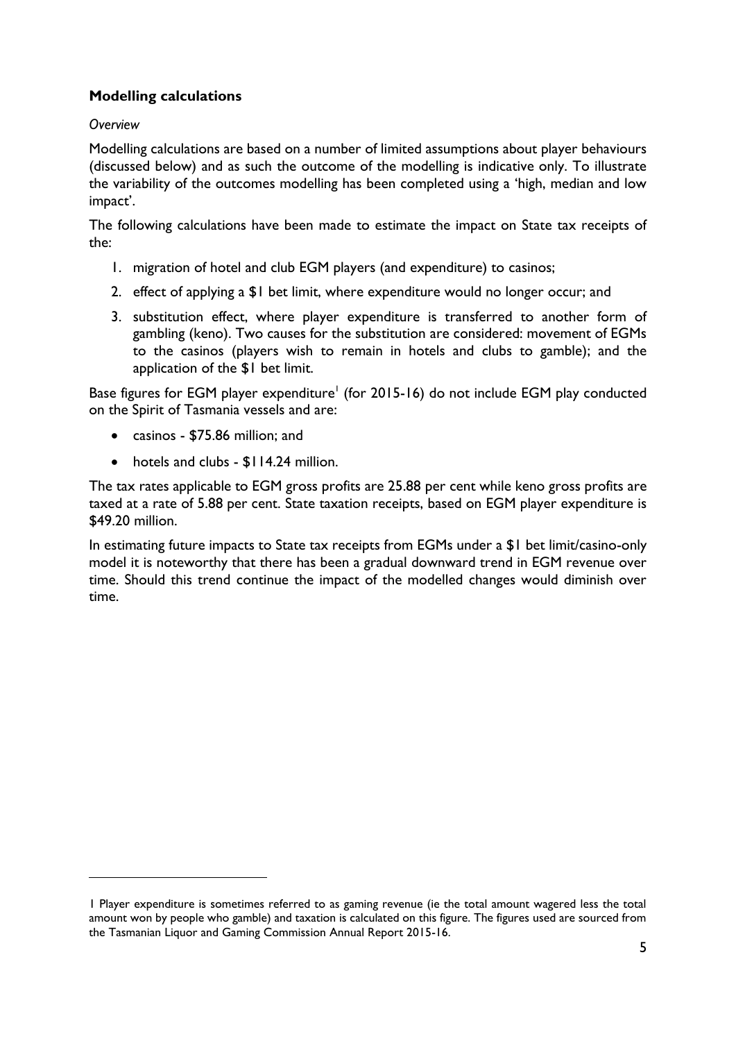### Modelling calculations

*Overview*

Modelling calculations are based on a number of limited assumptions about player behaviours (discussed below) and as such the outcome of the modelling is indicative only. To illustrate the variability of the outcomes modelling has been completed using a 'high, median and low impact'.

The following calculations have been made to estimate the impact on State tax receipts of the:

1. migration of hotel and club EGM players (and expenditure) to casinos;
2. effect of applying a $1 bet limit, where expenditure would no longer occur; and
3. substitution effect, where player expenditure is transferred to another form of gambling (keno). Two causes for the substitution are considered: movement of EGMs to the casinos (players wish to remain in hotels and clubs to gamble); and the application of the $1 bet limit.

Base figures for EGM player expenditure[1] (for 2015-16) do not include EGM play conducted on the Spirit of Tasmania vessels and are:

- casinos - $75.86 million; and
- hotels and clubs - $114.24 million.

The tax rates applicable to EGM gross profits are 25.88 per cent while keno gross profits are taxed at a rate of 5.88 per cent. State taxation receipts, based on EGM player expenditure is $49.20 million.

In estimating future impacts to State tax receipts from EGMs under a $1 bet limit/casino-only model it is noteworthy that there has been a gradual downward trend in EGM revenue over time. Should this trend continue the impact of the modelled changes would diminish over time.

---

1 Player expenditure is sometimes referred to as gaming revenue (ie the total amount wagered less the total amount won by people who gamble) and taxation is calculated on this figure. The figures used are sourced from the Tasmanian Liquor and Gaming Commission Annual Report 2015-16.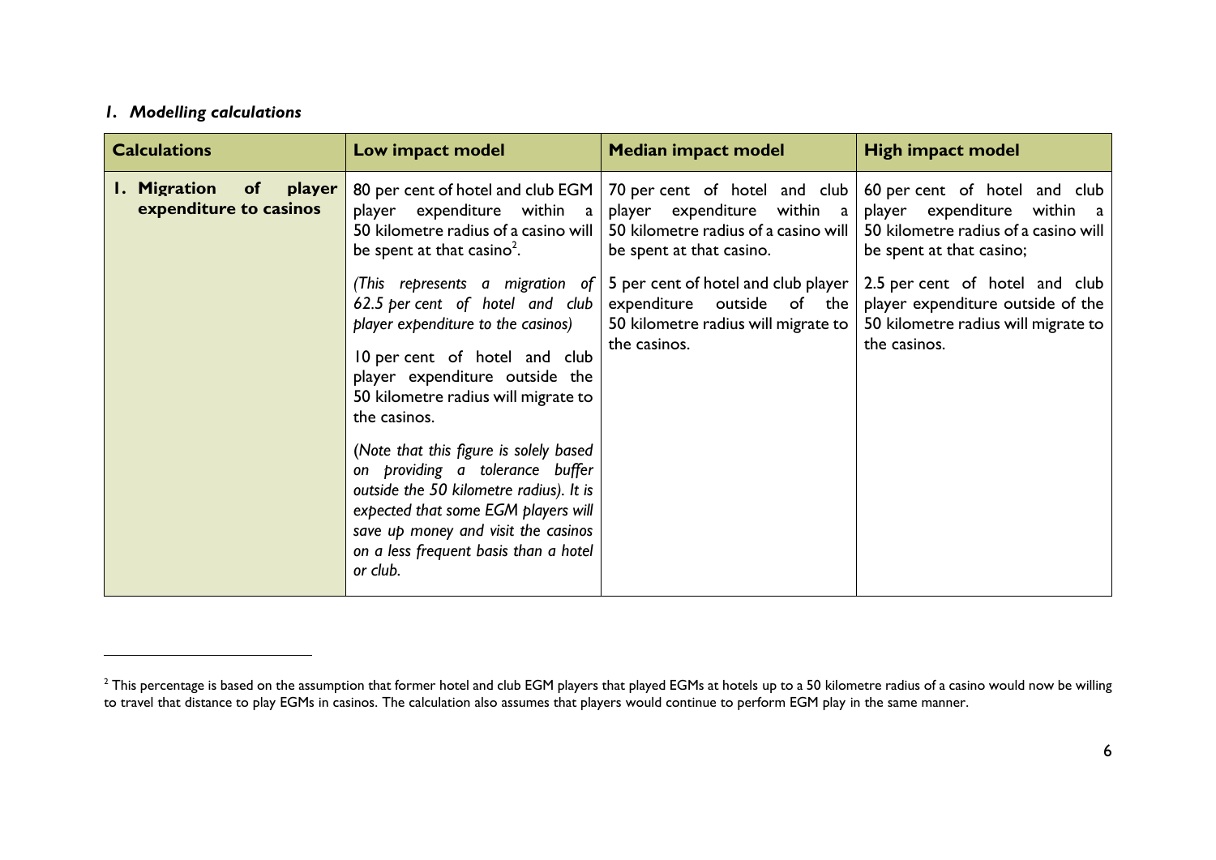### *1. Modelling calculations*

| Calculations | Low impact model | Median impact model | High impact model |
|---|---|---|---|
| **1. Migration of player expenditure to casinos** | 80 per cent of hotel and club EGM player expenditure within a 50 kilometre radius of a casino will be spent at that casino[2].<br><br>*(This represents a migration of 62.5 per cent of hotel and club player expenditure to the casinos)*<br><br>10 per cent of hotel and club player expenditure outside the 50 kilometre radius will migrate to the casinos.<br><br>(*Note that this figure is solely based on providing a tolerance buffer outside the 50 kilometre radius). It is expected that some EGM players will save up money and visit the casinos on a less frequent basis than a hotel or club.* | 70 per cent of hotel and club player expenditure within a 50 kilometre radius of a casino will be spent at that casino.<br><br>5 per cent of hotel and club player expenditure outside of the 50 kilometre radius will migrate to the casinos. | 60 per cent of hotel and club player expenditure within a 50 kilometre radius of a casino will be spent at that casino;<br><br>2.5 per cent of hotel and club player expenditure outside of the 50 kilometre radius will migrate to the casinos. |

[2] This percentage is based on the assumption that former hotel and club EGM players that played EGMs at hotels up to a 50 kilometre radius of a casino would now be willing to travel that distance to play EGMs in casinos. The calculation also assumes that players would continue to perform EGM play in the same manner.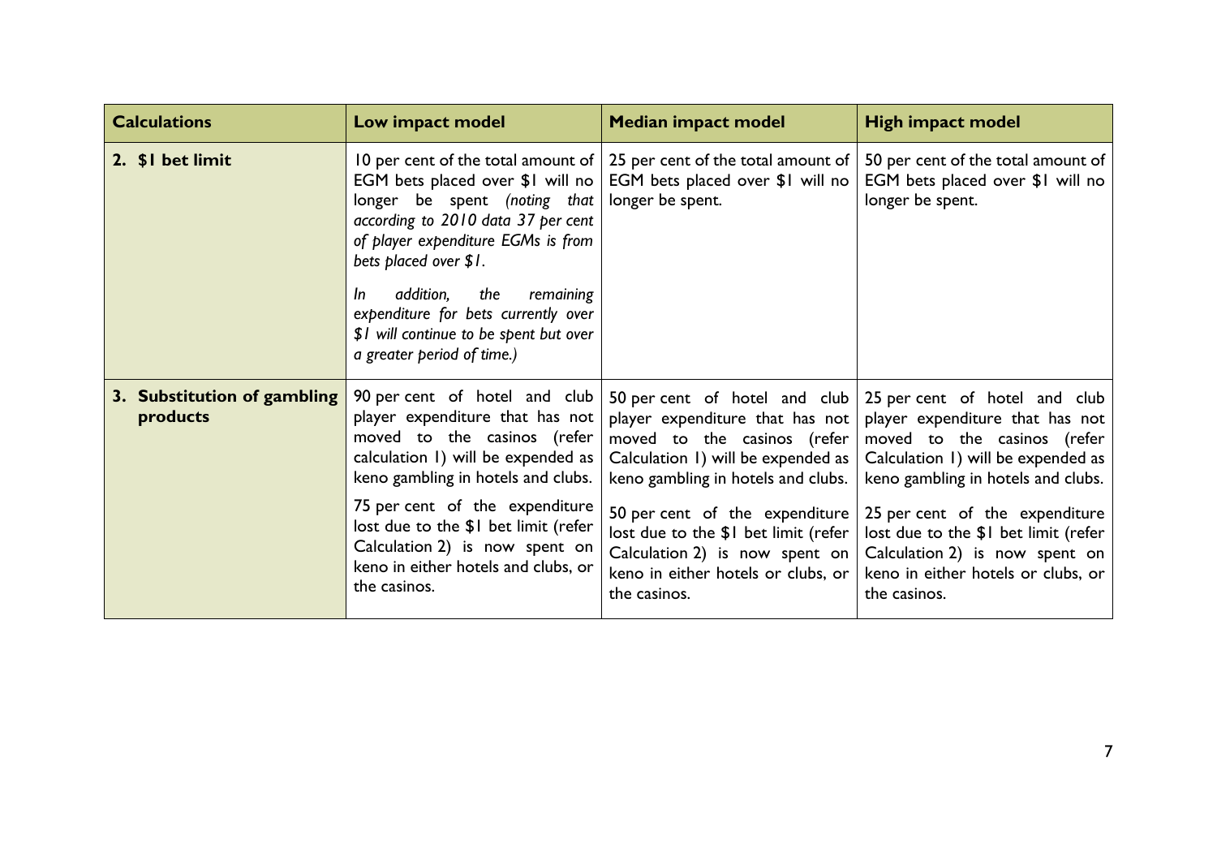| Calculations | Low impact model | Median impact model | High impact model |
|---|---|---|---|
| **2. $1 bet limit** | 10 per cent of the total amount of EGM bets placed over $1 will no longer be spent *(noting that according to 2010 data 37 per cent of player expenditure EGMs is from bets placed over $1.*<br><br>*In addition, the remaining expenditure for bets currently over $1 will continue to be spent but over a greater period of time.)* | 25 per cent of the total amount of EGM bets placed over $1 will no longer be spent. | 50 per cent of the total amount of EGM bets placed over $1 will no longer be spent. |
| **3. Substitution of gambling products** | 90 per cent of hotel and club player expenditure that has not moved to the casinos (refer calculation 1) will be expended as keno gambling in hotels and clubs.<br><br>75 per cent of the expenditure lost due to the $1 bet limit (refer Calculation 2) is now spent on keno in either hotels and clubs, or the casinos. | 50 per cent of hotel and club player expenditure that has not moved to the casinos (refer Calculation 1) will be expended as keno gambling in hotels and clubs.<br><br>50 per cent of the expenditure lost due to the $1 bet limit (refer Calculation 2) is now spent on keno in either hotels or clubs, or the casinos. | 25 per cent of hotel and club player expenditure that has not moved to the casinos (refer Calculation 1) will be expended as keno gambling in hotels and clubs.<br><br>25 per cent of the expenditure lost due to the $1 bet limit (refer Calculation 2) is now spent on keno in either hotels or clubs, or the casinos. |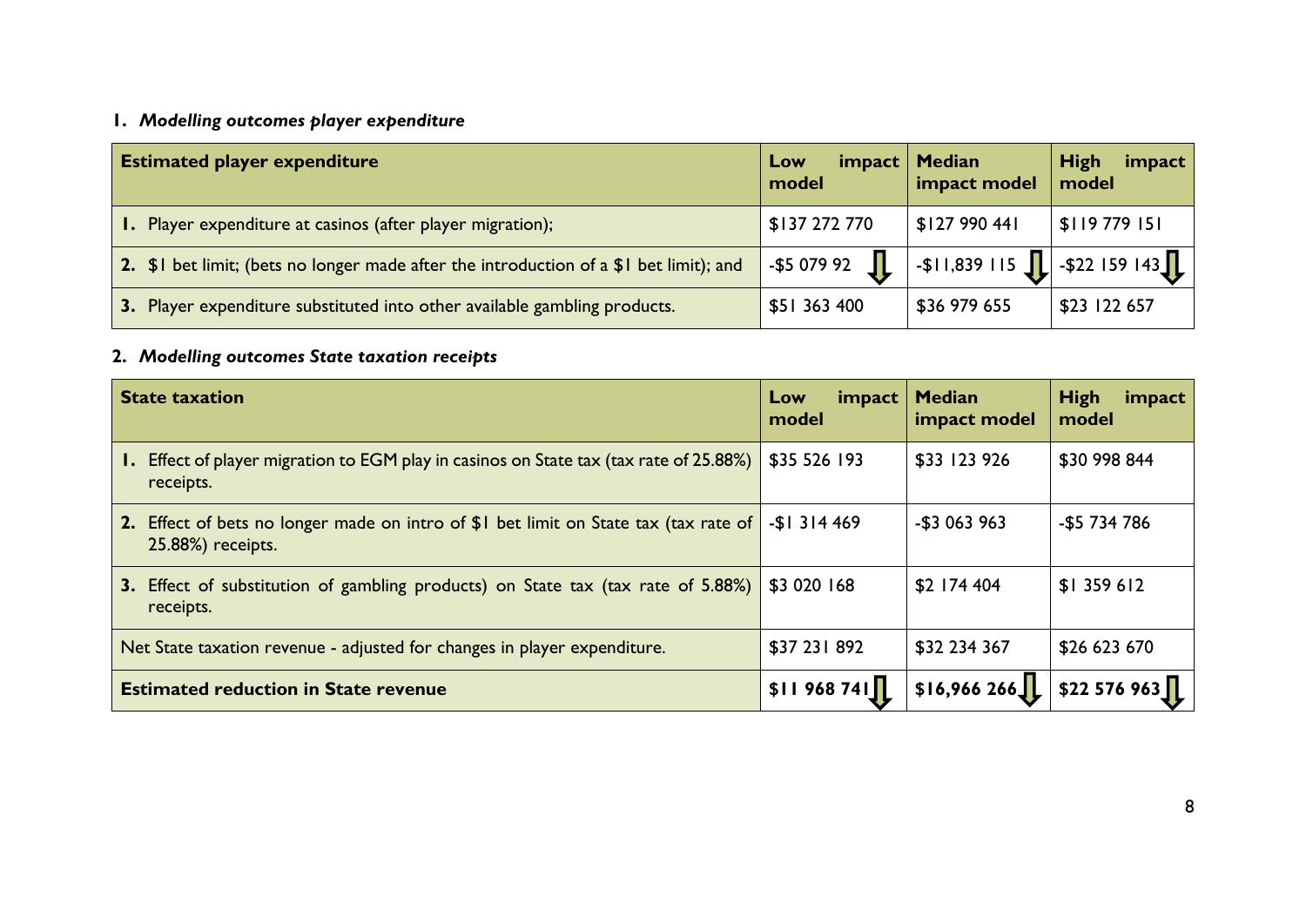**1. *Modelling outcomes player expenditure***

| Estimated player expenditure | Low impact model | Median impact model | High impact model |
|---|---|---|---|
| **1.** Player expenditure at casinos (after player migration); | $137 272 770 | $127 990 441 | $119 779 151 |
| **2.** $1 bet limit; (bets no longer made after the introduction of a $1 bet limit); and | -$5 079 92 ⇩ | -$11,839 115 ⇩ | -$22 159 143 ⇩ |
| **3.** Player expenditure substituted into other available gambling products. | $51 363 400 | $36 979 655 | $23 122 657 |

**2. *Modelling outcomes State taxation receipts***

| State taxation | Low impact model | Median impact model | High impact model |
|---|---|---|---|
| **1.** Effect of player migration to EGM play in casinos on State tax (tax rate of 25.88%) receipts. | $35 526 193 | $33 123 926 | $30 998 844 |
| **2.** Effect of bets no longer made on intro of $1 bet limit on State tax (tax rate of 25.88%) receipts. | -$1 314 469 | -$3 063 963 | -$5 734 786 |
| **3.** Effect of substitution of gambling products) on State tax (tax rate of 5.88%) receipts. | $3 020 168 | $2 174 404 | $1 359 612 |
| Net State taxation revenue - adjusted for changes in player expenditure. | $37 231 892 | $32 234 367 | $26 623 670 |
| **Estimated reduction in State revenue** | **$11 968 741** ⇩ | **$16,966 266** ⇩ | **$22 576 963** ⇩ |